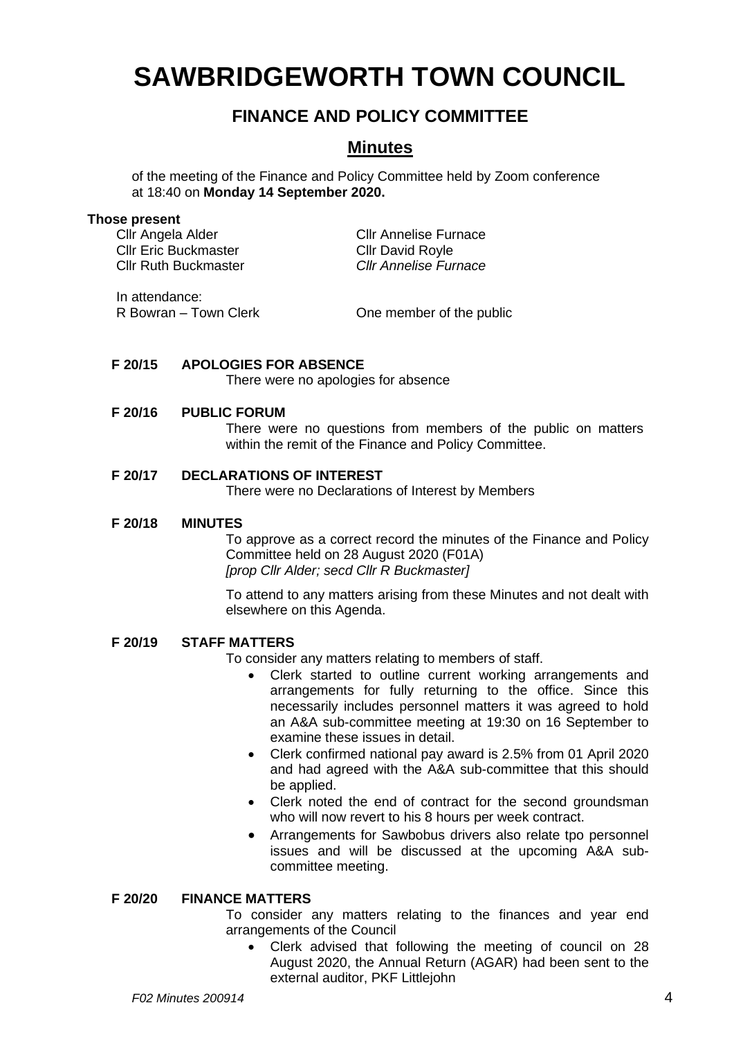# SAWBRIDGEWORTH TOWN COUNCIL

## FINANCE AND POLICY COMMITTEE

## Minutes

of the meeting of the Finance and Policy Committee held by Zoom conference at 18:40 on **Monday 14 September 2020.**

**Those present**

| | |
|---|---|
| Cllr Angela Alder | Cllr Annelise Furnace |
| Cllr Eric Buckmaster | Cllr David Royle |
| Cllr Ruth Buckmaster | *Cllr Annelise Furnace* |

In attendance:

| | |
|---|---|
| R Bowran – Town Clerk | One member of the public |

**F 20/15 APOLOGIES FOR ABSENCE**

There were no apologies for absence

**F 20/16 PUBLIC FORUM**

There were no questions from members of the public on matters within the remit of the Finance and Policy Committee.

**F 20/17 DECLARATIONS OF INTEREST**

There were no Declarations of Interest by Members

**F 20/18 MINUTES**

To approve as a correct record the minutes of the Finance and Policy Committee held on 28 August 2020 (F01A)
*[prop Cllr Alder; secd Cllr R Buckmaster]*

To attend to any matters arising from these Minutes and not dealt with elsewhere on this Agenda.

**F 20/19 STAFF MATTERS**

To consider any matters relating to members of staff.

- Clerk started to outline current working arrangements and arrangements for fully returning to the office. Since this necessarily includes personnel matters it was agreed to hold an A&A sub-committee meeting at 19:30 on 16 September to examine these issues in detail.
- Clerk confirmed national pay award is 2.5% from 01 April 2020 and had agreed with the A&A sub-committee that this should be applied.
- Clerk noted the end of contract for the second groundsman who will now revert to his 8 hours per week contract.
- Arrangements for Sawbobus drivers also relate tpo personnel issues and will be discussed at the upcoming A&A sub-committee meeting.

**F 20/20 FINANCE MATTERS**

To consider any matters relating to the finances and year end arrangements of the Council

- Clerk advised that following the meeting of council on 28 August 2020, the Annual Return (AGAR) had been sent to the external auditor, PKF Littlejohn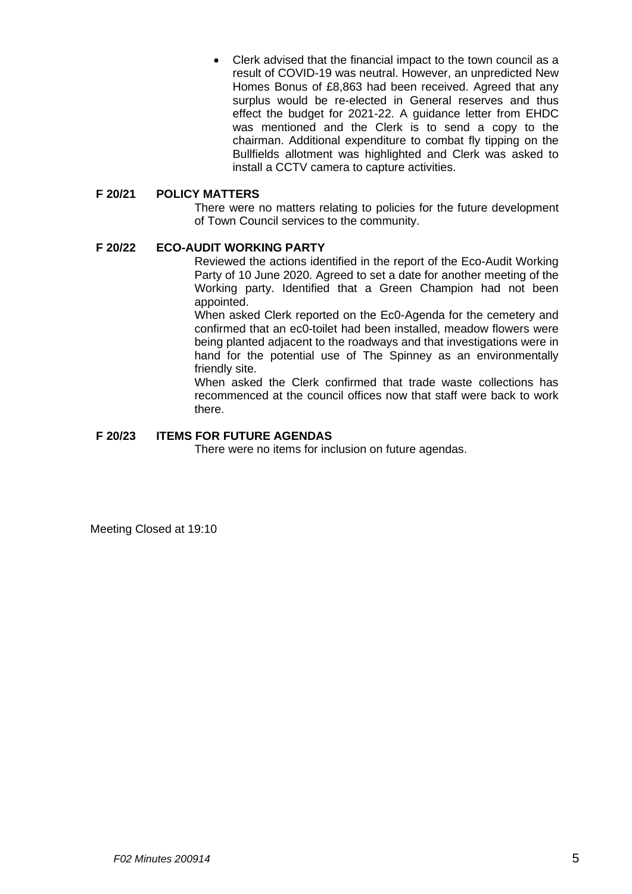- Clerk advised that the financial impact to the town council as a result of COVID-19 was neutral. However, an unpredicted New Homes Bonus of £8,863 had been received. Agreed that any surplus would be re-elected in General reserves and thus effect the budget for 2021-22. A guidance letter from EHDC was mentioned and the Clerk is to send a copy to the chairman. Additional expenditure to combat fly tipping on the Bullfields allotment was highlighted and Clerk was asked to install a CCTV camera to capture activities.

**F 20/21 POLICY MATTERS**

There were no matters relating to policies for the future development of Town Council services to the community.

**F 20/22 ECO-AUDIT WORKING PARTY**

Reviewed the actions identified in the report of the Eco-Audit Working Party of 10 June 2020. Agreed to set a date for another meeting of the Working party. Identified that a Green Champion had not been appointed.

When asked Clerk reported on the Ec0-Agenda for the cemetery and confirmed that an ec0-toilet had been installed, meadow flowers were being planted adjacent to the roadways and that investigations were in hand for the potential use of The Spinney as an environmentally friendly site.

When asked the Clerk confirmed that trade waste collections has recommenced at the council offices now that staff were back to work there.

**F 20/23 ITEMS FOR FUTURE AGENDAS**

There were no items for inclusion on future agendas.

Meeting Closed at 19:10